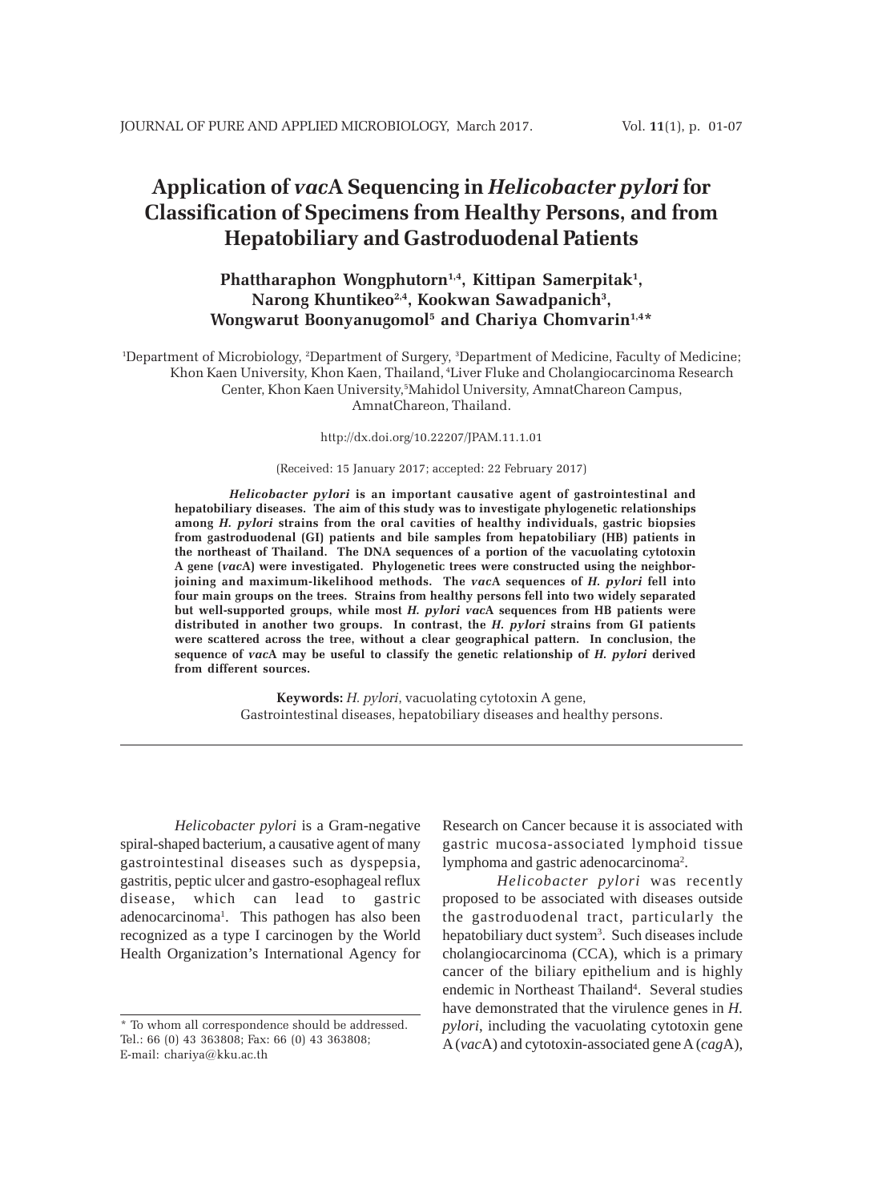# Application of *vac*A Sequencing in *Helicobacter pylori* for Classification of Specimens from Healthy Persons, and from Hepatobiliary and Gastroduodenal Patients

**Phattharaphon Wongphutorn[1,4], Kittipan Samerpitak[1], Narong Khuntikeo[2,4], Kookwan Sawadpanich[3], Wongwarut Boonyanugomol[5] and Chariya Chomvarin[1,4]***

[1]Department of Microbiology, [2]Department of Surgery, [3]Department of Medicine, Faculty of Medicine; Khon Kaen University, Khon Kaen, Thailand, [4]Liver Fluke and Cholangiocarcinoma Research Center, Khon Kaen University,[5]Mahidol University, AmnatChareon Campus, AmnatChareon, Thailand.

http://dx.doi.org/10.22207/JPAM.11.1.01

(Received: 15 January 2017; accepted: 22 February 2017)

***Helicobacter pylori*** **is an important causative agent of gastrointestinal and hepatobiliary diseases. The aim of this study was to investigate phylogenetic relationships among *H. pylori* strains from the oral cavities of healthy individuals, gastric biopsies from gastroduodenal (GI) patients and bile samples from hepatobiliary (HB) patients in the northeast of Thailand. The DNA sequences of a portion of the vacuolating cytotoxin A gene (*vac*A) were investigated. Phylogenetic trees were constructed using the neighbor-joining and maximum-likelihood methods. The *vac*A sequences of *H. pylori* fell into four main groups on the trees. Strains from healthy persons fell into two widely separated but well-supported groups, while most *H. pylori vac*A sequences from HB patients were distributed in another two groups. In contrast, the *H. pylori* strains from GI patients were scattered across the tree, without a clear geographical pattern. In conclusion, the sequence of *vac*A may be useful to classify the genetic relationship of *H. pylori* derived from different sources.**

**Keywords:** *H. pylori*, vacuolating cytotoxin A gene, Gastrointestinal diseases, hepatobiliary diseases and healthy persons.

---

*Helicobacter pylori* is a Gram-negative spiral-shaped bacterium, a causative agent of many gastrointestinal diseases such as dyspepsia, gastritis, peptic ulcer and gastro-esophageal reflux disease, which can lead to gastric adenocarcinoma[1]. This pathogen has also been recognized as a type I carcinogen by the World Health Organization's International Agency for Research on Cancer because it is associated with gastric mucosa-associated lymphoid tissue lymphoma and gastric adenocarcinoma[2].

*Helicobacter pylori* was recently proposed to be associated with diseases outside the gastroduodenal tract, particularly the hepatobiliary duct system[3]. Such diseases include cholangiocarcinoma (CCA), which is a primary cancer of the biliary epithelium and is highly endemic in Northeast Thailand[4]. Several studies have demonstrated that the virulence genes in *H. pylori*, including the vacuolating cytotoxin gene A (*vac*A) and cytotoxin-associated gene A (*cag*A),

---

\* To whom all correspondence should be addressed.
Tel.: 66 (0) 43 363808; Fax: 66 (0) 43 363808;
E-mail: chariya@kku.ac.th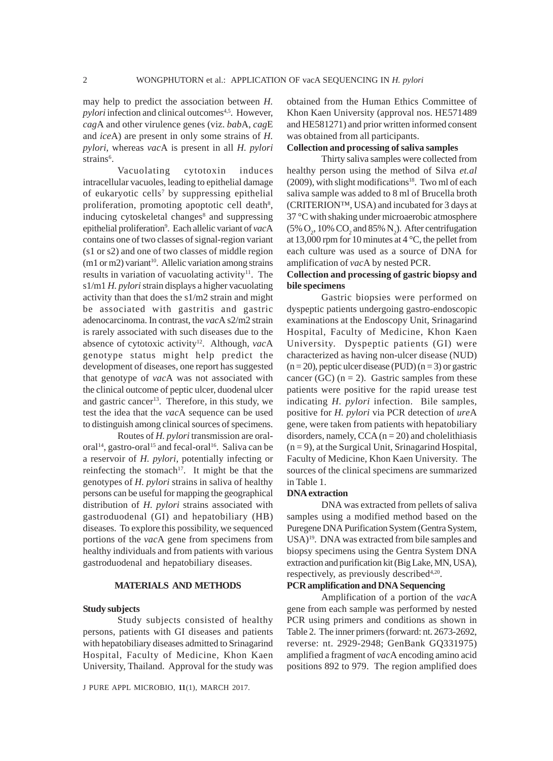may help to predict the association between *H. pylori* infection and clinical outcomes[4,5]. However, *cag*A and other virulence genes (viz. *bab*A, *cag*E and *ice*A) are present in only some strains of *H. pylori*, whereas *vac*A is present in all *H. pylori* strains[6].

Vacuolating cytotoxin induces intracellular vacuoles, leading to epithelial damage of eukaryotic cells[7] by suppressing epithelial proliferation, promoting apoptotic cell death[8], inducing cytoskeletal changes[8] and suppressing epithelial proliferation[9]. Each allelic variant of *vac*A contains one of two classes of signal-region variant (s1 or s2) and one of two classes of middle region (m1 or m2) variant[10]. Allelic variation among strains results in variation of vacuolating activity[11]. The s1/m1 *H. pylori* strain displays a higher vacuolating activity than that does the s1/m2 strain and might be associated with gastritis and gastric adenocarcinoma. In contrast, the *vac*A s2/m2 strain is rarely associated with such diseases due to the absence of cytotoxic activity[12]. Although, *vac*A genotype status might help predict the development of diseases, one report has suggested that genotype of *vac*A was not associated with the clinical outcome of peptic ulcer, duodenal ulcer and gastric cancer[13]. Therefore, in this study, we test the idea that the *vac*A sequence can be used to distinguish among clinical sources of specimens.

Routes of *H. pylori* transmission are oral-oral[14], gastro-oral[15] and fecal-oral[16]. Saliva can be a reservoir of *H. pylori*, potentially infecting or reinfecting the stomach[17]. It might be that the genotypes of *H. pylori* strains in saliva of healthy persons can be useful for mapping the geographical distribution of *H. pylori* strains associated with gastroduodenal (GI) and hepatobiliary (HB) diseases. To explore this possibility, we sequenced portions of the *vac*A gene from specimens from healthy individuals and from patients with various gastroduodenal and hepatobiliary diseases.

## MATERIALS AND METHODS

### Study subjects

Study subjects consisted of healthy persons, patients with GI diseases and patients with hepatobiliary diseases admitted to Srinagarind Hospital, Faculty of Medicine, Khon Kaen University, Thailand. Approval for the study was obtained from the Human Ethics Committee of Khon Kaen University (approval nos. HE571489 and HE581271) and prior written informed consent was obtained from all participants.

### Collection and processing of saliva samples

Thirty saliva samples were collected from healthy person using the method of Silva *et.al* (2009), with slight modifications[18]. Two ml of each saliva sample was added to 8 ml of Brucella broth (CRITERION™, USA) and incubated for 3 days at 37 °C with shaking under microaerobic atmosphere (5% $O_2$, 10% $CO_2$ and 85% $N_2$). After centrifugation at 13,000 rpm for 10 minutes at 4 °C, the pellet from each culture was used as a source of DNA for amplification of *vac*A by nested PCR.

### Collection and processing of gastric biopsy and bile specimens

Gastric biopsies were performed on dyspeptic patients undergoing gastro-endoscopic examinations at the Endoscopy Unit, Srinagarind Hospital, Faculty of Medicine, Khon Kaen University. Dyspeptic patients (GI) were characterized as having non-ulcer disease (NUD) (n = 20), peptic ulcer disease (PUD) (n = 3) or gastric cancer (GC) (n = 2). Gastric samples from these patients were positive for the rapid urease test indicating *H. pylori* infection. Bile samples, positive for *H. pylori* via PCR detection of *ure*A gene, were taken from patients with hepatobiliary disorders, namely, CCA (n = 20) and cholelithiasis (n = 9), at the Surgical Unit, Srinagarind Hospital, Faculty of Medicine, Khon Kaen University. The sources of the clinical specimens are summarized in Table 1.

### DNA extraction

DNA was extracted from pellets of saliva samples using a modified method based on the Puregene DNA Purification System (Gentra System, USA)[19]. DNA was extracted from bile samples and biopsy specimens using the Gentra System DNA extraction and purification kit (Big Lake, MN, USA), respectively, as previously described[4,20].

### PCR amplification and DNA Sequencing

Amplification of a portion of the *vac*A gene from each sample was performed by nested PCR using primers and conditions as shown in Table 2. The inner primers (forward: nt. 2673-2692, reverse: nt. 2929-2948; GenBank GQ331975) amplified a fragment of *vac*A encoding amino acid positions 892 to 979. The region amplified does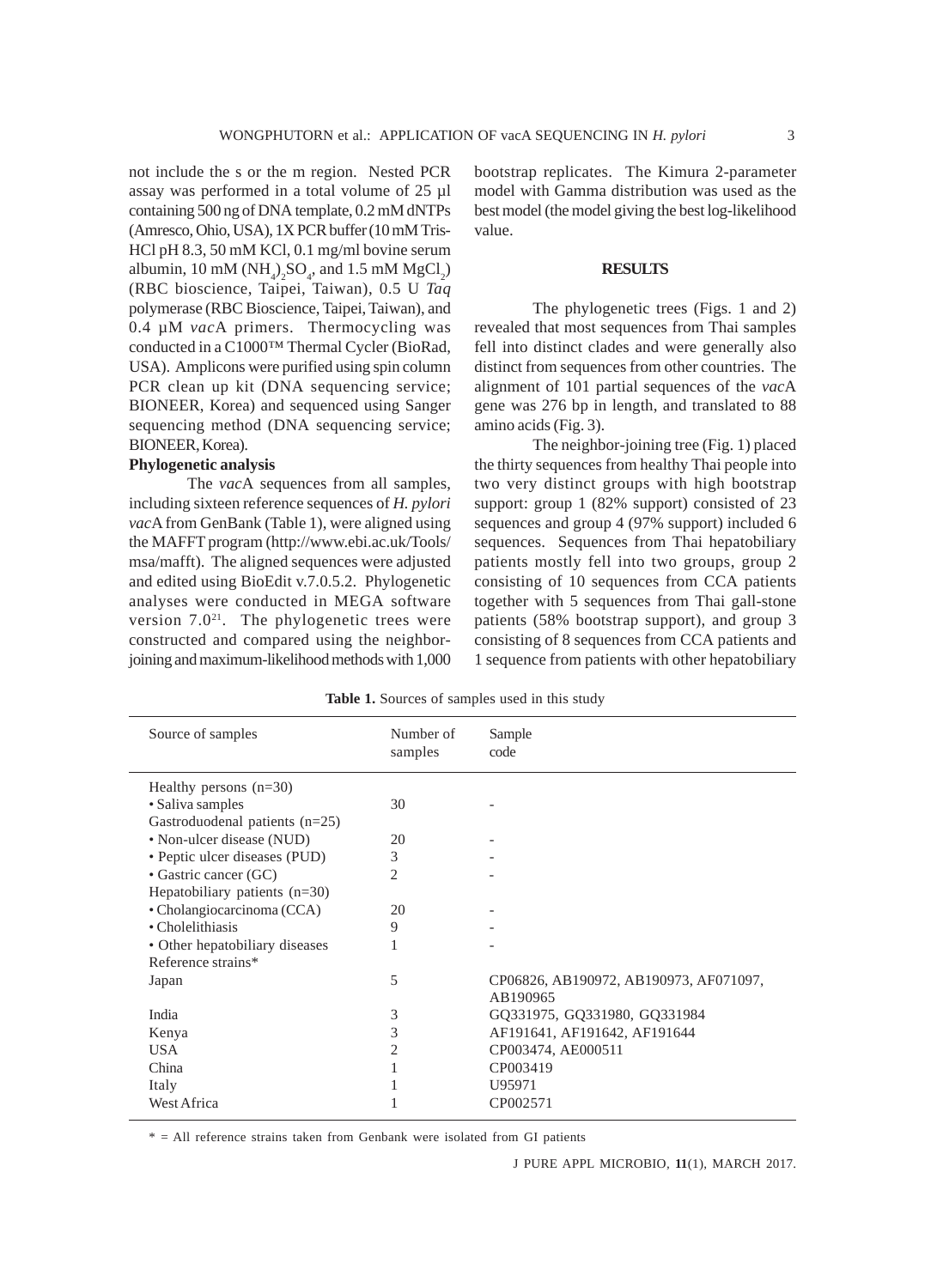not include the s or the m region. Nested PCR assay was performed in a total volume of 25 µl containing 500 ng of DNA template, 0.2 mM dNTPs (Amresco, Ohio, USA), 1X PCR buffer (10 mM Tris-HCl pH 8.3, 50 mM KCl, 0.1 mg/ml bovine serum albumin, 10 mM $(NH_4)_2SO_4$, and 1.5 mM $MgCl_2$) (RBC bioscience, Taipei, Taiwan), 0.5 U *Taq* polymerase (RBC Bioscience, Taipei, Taiwan), and 0.4 µM *vac*A primers. Thermocycling was conducted in a C1000™ Thermal Cycler (BioRad, USA). Amplicons were purified using spin column PCR clean up kit (DNA sequencing service; BIONEER, Korea) and sequenced using Sanger sequencing method (DNA sequencing service; BIONEER, Korea).

**Phylogenetic analysis**

The *vac*A sequences from all samples, including sixteen reference sequences of *H. pylori vac*A from GenBank (Table 1), were aligned using the MAFFT program (http://www.ebi.ac.uk/Tools/msa/mafft). The aligned sequences were adjusted and edited using BioEdit v.7.0.5.2. Phylogenetic analyses were conducted in MEGA software version 7.0[21]. The phylogenetic trees were constructed and compared using the neighbor-joining and maximum-likelihood methods with 1,000 bootstrap replicates. The Kimura 2-parameter model with Gamma distribution was used as the best model (the model giving the best log-likelihood value.

## RESULTS

The phylogenetic trees (Figs. 1 and 2) revealed that most sequences from Thai samples fell into distinct clades and were generally also distinct from sequences from other countries. The alignment of 101 partial sequences of the *vac*A gene was 276 bp in length, and translated to 88 amino acids (Fig. 3).

The neighbor-joining tree (Fig. 1) placed the thirty sequences from healthy Thai people into two very distinct groups with high bootstrap support: group 1 (82% support) consisted of 23 sequences and group 4 (97% support) included 6 sequences. Sequences from Thai hepatobiliary patients mostly fell into two groups, group 2 consisting of 10 sequences from CCA patients together with 5 sequences from Thai gall-stone patients (58% bootstrap support), and group 3 consisting of 8 sequences from CCA patients and 1 sequence from patients with other hepatobiliary

**Table 1.** Sources of samples used in this study

| Source of samples | Number of samples | Sample code |
|---|---|---|
| Healthy persons (n=30) | | |
| • Saliva samples | 30 | - |
| Gastroduodenal patients (n=25) | | |
| • Non-ulcer disease (NUD) | 20 | - |
| • Peptic ulcer diseases (PUD) | 3 | - |
| • Gastric cancer (GC) | 2 | - |
| Hepatobiliary patients (n=30) | | |
| • Cholangiocarcinoma (CCA) | 20 | - |
| • Cholelithiasis | 9 | - |
| • Other hepatobiliary diseases | 1 | - |
| Reference strains* | | |
| Japan | 5 | CP06826, AB190972, AB190973, AF071097, AB190965 |
| India | 3 | GQ331975, GQ331980, GQ331984 |
| Kenya | 3 | AF191641, AF191642, AF191644 |
| USA | 2 | CP003474, AE000511 |
| China | 1 | CP003419 |
| Italy | 1 | U95971 |
| West Africa | 1 | CP002571 |

* = All reference strains taken from Genbank were isolated from GI patients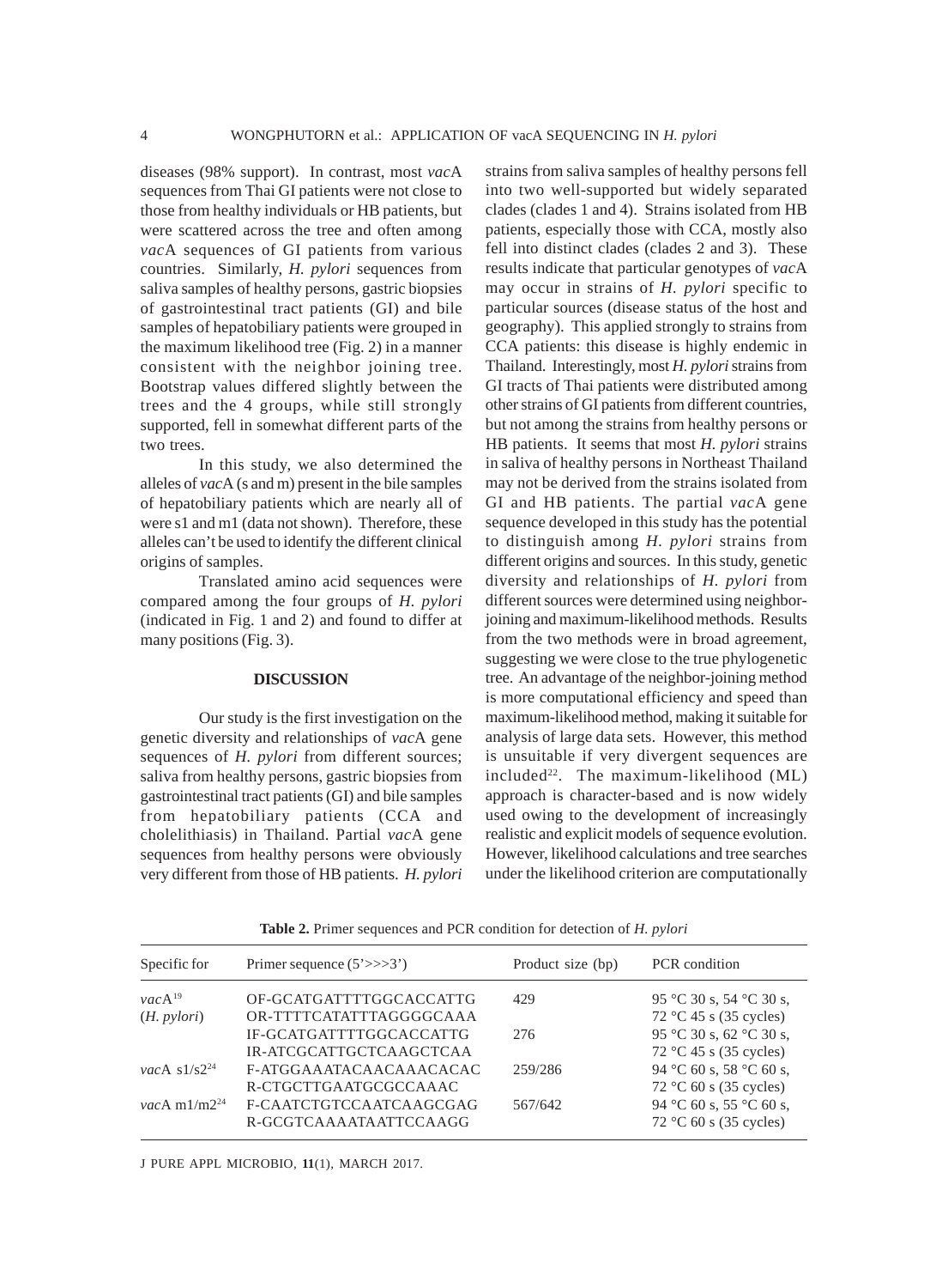diseases (98% support). In contrast, most *vac*A sequences from Thai GI patients were not close to those from healthy individuals or HB patients, but were scattered across the tree and often among *vac*A sequences of GI patients from various countries. Similarly, *H. pylori* sequences from saliva samples of healthy persons, gastric biopsies of gastrointestinal tract patients (GI) and bile samples of hepatobiliary patients were grouped in the maximum likelihood tree (Fig. 2) in a manner consistent with the neighbor joining tree. Bootstrap values differed slightly between the trees and the 4 groups, while still strongly supported, fell in somewhat different parts of the two trees.

In this study, we also determined the alleles of *vac*A (s and m) present in the bile samples of hepatobiliary patients which are nearly all of were s1 and m1 (data not shown). Therefore, these alleles can't be used to identify the different clinical origins of samples.

Translated amino acid sequences were compared among the four groups of *H. pylori* (indicated in Fig. 1 and 2) and found to differ at many positions (Fig. 3).

## DISCUSSION

Our study is the first investigation on the genetic diversity and relationships of *vac*A gene sequences of *H. pylori* from different sources; saliva from healthy persons, gastric biopsies from gastrointestinal tract patients (GI) and bile samples from hepatobiliary patients (CCA and cholelithiasis) in Thailand. Partial *vac*A gene sequences from healthy persons were obviously very different from those of HB patients. *H. pylori* strains from saliva samples of healthy persons fell into two well-supported but widely separated clades (clades 1 and 4). Strains isolated from HB patients, especially those with CCA, mostly also fell into distinct clades (clades 2 and 3). These results indicate that particular genotypes of *vac*A may occur in strains of *H. pylori* specific to particular sources (disease status of the host and geography). This applied strongly to strains from CCA patients: this disease is highly endemic in Thailand. Interestingly, most *H. pylori* strains from GI tracts of Thai patients were distributed among other strains of GI patients from different countries, but not among the strains from healthy persons or HB patients. It seems that most *H. pylori* strains in saliva of healthy persons in Northeast Thailand may not be derived from the strains isolated from GI and HB patients. The partial *vac*A gene sequence developed in this study has the potential to distinguish among *H. pylori* strains from different origins and sources. In this study, genetic diversity and relationships of *H. pylori* from different sources were determined using neighbor-joining and maximum-likelihood methods. Results from the two methods were in broad agreement, suggesting we were close to the true phylogenetic tree. An advantage of the neighbor-joining method is more computational efficiency and speed than maximum-likelihood method, making it suitable for analysis of large data sets. However, this method is unsuitable if very divergent sequences are included[22]. The maximum-likelihood (ML) approach is character-based and is now widely used owing to the development of increasingly realistic and explicit models of sequence evolution. However, likelihood calculations and tree searches under the likelihood criterion are computationally

**Table 2.** Primer sequences and PCR condition for detection of *H. pylori*

| Specific for | Primer sequence (5'>>>3') | Product size (bp) | PCR condition |
|---|---|---|---|
| *vac*A[19] (*H. pylori*) | OF-GCATGATTTTGGCACCATTG<br>OR-TTTTCATATTTAGGGGCAAA | 429 | 95 °C 30 s, 54 °C 30 s, 72 °C 45 s (35 cycles) |
| | IF-GCATGATTTTGGCACCATTG<br>IR-ATCGCATTGCTCAAGCTCAA | 276 | 95 °C 30 s, 62 °C 30 s, 72 °C 45 s (35 cycles) |
| *vac*A s1/s2[24] | F-ATGGAAATACAACAAACACAC<br>R-CTGCTTGAATGCGCCAAAC | 259/286 | 94 °C 60 s, 58 °C 60 s, 72 °C 60 s (35 cycles) |
| *vac*A m1/m2[24] | F-CAATCTGTCCAATCAAGCGAG<br>R-GCGTCAAAATAATTCCAAGG | 567/642 | 94 °C 60 s, 55 °C 60 s, 72 °C 60 s (35 cycles) |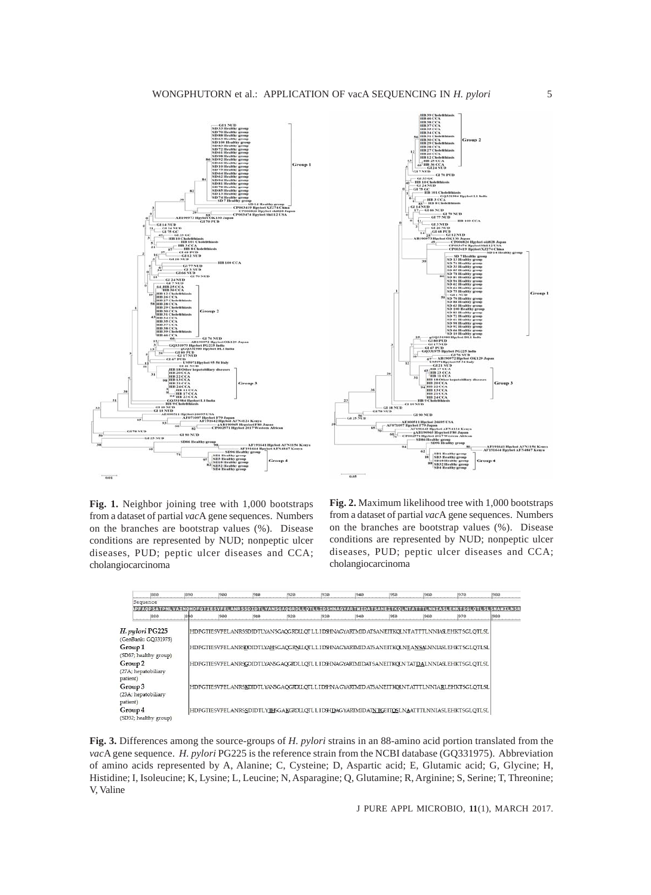**Fig. 1.** Neighbor joining tree with 1,000 bootstraps from a dataset of partial *vac*A gene sequences. Numbers on the branches are bootstrap values (%). Disease conditions are represented by NUD; nonpeptic ulcer diseases, PUD; peptic ulcer diseases and CCA; cholangiocarcinoma

**Fig. 2.** Maximum likelihood tree with 1,000 bootstraps from a dataset of partial *vac*A gene sequences. Numbers on the branches are bootstrap values (%). Disease conditions are represented by NUD; nonpeptic ulcer diseases, PUD; peptic ulcer diseases and CCA; cholangiocarcinoma

| | |
|---|---|
| *H. pylori* PG225 (GenBank: GQ331975) | HDFGTIESVFELANRSSDIDTLYANSGAQGRDLLQTLLIDSHNAGYARTMIDATSANEITKQLNTATTTLNNIASLEHKTSGLQTLSL |
| Group 1 (SD87; healthy group) | HDFGTIESVFELANRSDDIDTLYAHSGAQGRNLLQTLLIDSHNAGYARTMIDATSANEITKQLNEANSALNNIASLEHKTSGLQTLSL |
| Group 2 (27A; hepatobiliary patient) | HDFGTIESVFELANRSGDIDTLYANSGAQGRDLLQTLLIDSHNAGYARTMIDATSANEITKQLNTATDALNNIASLEHKTSGLQTLSL |
| Group 3 (23A; hepatobiliary patient) | HDFGTIESVFELANRSKDIDTLYANSGAQGRDLLQTLLIDSHNAGYARTMIDATSANEITKQLNTATTTLNNIARLEHKTSGLQTLSL |
| Group 4 (SD32; healthy group) | HDFGTIESVFELANRSSDIDTLYIHSGAKGRDLLQTLLIDSHDAGYARTMIDATNTGEITQSLNAATTTLNNIASLEHKTSGLQTLSL |

**Fig. 3.** Differences among the source-groups of *H. pylori* strains in an 88-amino acid portion translated from the *vac*A gene sequence. *H. pylori* PG225 is the reference strain from the NCBI database (GQ331975). Abbreviation of amino acids represented by A, Alanine; C, Cysteine; D, Aspartic acid; E, Glutamic acid; G, Glycine; H, Histidine; I, Isoleucine; K, Lysine; L, Leucine; N, Asparagine; Q, Glutamine; R, Arginine; S, Serine; T, Threonine; V, Valine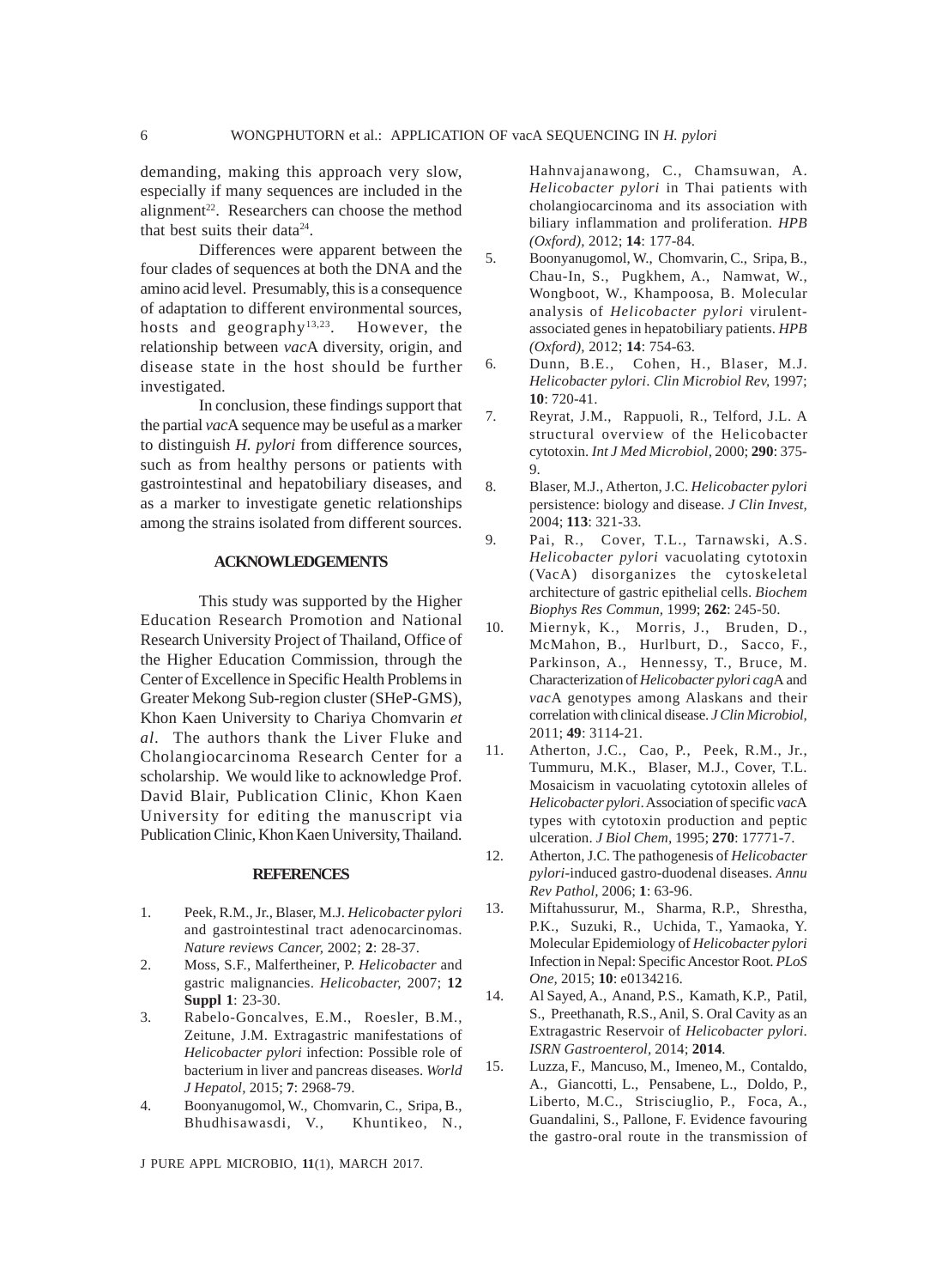demanding, making this approach very slow, especially if many sequences are included in the alignment[22]. Researchers can choose the method that best suits their data[24].

Differences were apparent between the four clades of sequences at both the DNA and the amino acid level. Presumably, this is a consequence of adaptation to different environmental sources, hosts and geography[13,23]. However, the relationship between *vac*A diversity, origin, and disease state in the host should be further investigated.

In conclusion, these findings support that the partial *vac*A sequence may be useful as a marker to distinguish *H. pylori* from difference sources, such as from healthy persons or patients with gastrointestinal and hepatobiliary diseases, and as a marker to investigate genetic relationships among the strains isolated from different sources.

## ACKNOWLEDGEMENTS

This study was supported by the Higher Education Research Promotion and National Research University Project of Thailand, Office of the Higher Education Commission, through the Center of Excellence in Specific Health Problems in Greater Mekong Sub-region cluster (SHeP-GMS), Khon Kaen University to Chariya Chomvarin *et al*. The authors thank the Liver Fluke and Cholangiocarcinoma Research Center for a scholarship. We would like to acknowledge Prof. David Blair, Publication Clinic, Khon Kaen University for editing the manuscript via Publication Clinic, Khon Kaen University, Thailand.

## REFERENCES

1. Peek, R.M., Jr., Blaser, M.J. *Helicobacter pylori* and gastrointestinal tract adenocarcinomas. *Nature reviews Cancer,* 2002; **2**: 28-37.
2. Moss, S.F., Malfertheiner, P. *Helicobacter* and gastric malignancies. *Helicobacter,* 2007; **12 Suppl 1**: 23-30.
3. Rabelo-Goncalves, E.M., Roesler, B.M., Zeitune, J.M. Extragastric manifestations of *Helicobacter pylori* infection: Possible role of bacterium in liver and pancreas diseases. *World J Hepatol,* 2015; **7**: 2968-79.
4. Boonyanugomol, W., Chomvarin, C., Sripa, B., Bhudhisawasdi, V., Khuntikeo, N., Hahnvajanawong, C., Chamsuwan, A. *Helicobacter pylori* in Thai patients with cholangiocarcinoma and its association with biliary inflammation and proliferation. *HPB (Oxford),* 2012; **14**: 177-84.
5. Boonyanugomol, W., Chomvarin, C., Sripa, B., Chau-In, S., Pugkhem, A., Namwat, W., Wongboot, W., Khampoosa, B. Molecular analysis of *Helicobacter pylori* virulent-associated genes in hepatobiliary patients. *HPB (Oxford),* 2012; **14**: 754-63.
6. Dunn, B.E., Cohen, H., Blaser, M.J. *Helicobacter pylori*. *Clin Microbiol Rev,* 1997; **10**: 720-41.
7. Reyrat, J.M., Rappuoli, R., Telford, J.L. A structural overview of the Helicobacter cytotoxin. *Int J Med Microbiol,* 2000; **290**: 375-9.
8. Blaser, M.J., Atherton, J.C. *Helicobacter pylori* persistence: biology and disease. *J Clin Invest,* 2004; **113**: 321-33.
9. Pai, R., Cover, T.L., Tarnawski, A.S. *Helicobacter pylori* vacuolating cytotoxin (VacA) disorganizes the cytoskeletal architecture of gastric epithelial cells. *Biochem Biophys Res Commun,* 1999; **262**: 245-50.
10. Miernyk, K., Morris, J., Bruden, D., McMahon, B., Hurlburt, D., Sacco, F., Parkinson, A., Hennessy, T., Bruce, M. Characterization of *Helicobacter pylori cag*A and *vac*A genotypes among Alaskans and their correlation with clinical disease. *J Clin Microbiol,* 2011; **49**: 3114-21.
11. Atherton, J.C., Cao, P., Peek, R.M., Jr., Tummuru, M.K., Blaser, M.J., Cover, T.L. Mosaicism in vacuolating cytotoxin alleles of *Helicobacter pylori*. Association of specific *vac*A types with cytotoxin production and peptic ulceration. *J Biol Chem,* 1995; **270**: 17771-7.
12. Atherton, J.C. The pathogenesis of *Helicobacter pylori*-induced gastro-duodenal diseases. *Annu Rev Pathol,* 2006; **1**: 63-96.
13. Miftahussurur, M., Sharma, R.P., Shrestha, P.K., Suzuki, R., Uchida, T., Yamaoka, Y. Molecular Epidemiology of *Helicobacter pylori* Infection in Nepal: Specific Ancestor Root. *PLoS One,* 2015; **10**: e0134216.
14. Al Sayed, A., Anand, P.S., Kamath, K.P., Patil, S., Preethanath, R.S., Anil, S. Oral Cavity as an Extragastric Reservoir of *Helicobacter pylori*. *ISRN Gastroenterol,* 2014; **2014**.
15. Luzza, F., Mancuso, M., Imeneo, M., Contaldo, A., Giancotti, L., Pensabene, L., Doldo, P., Liberto, M.C., Strisciuglio, P., Foca, A., Guandalini, S., Pallone, F. Evidence favouring the gastro-oral route in the transmission of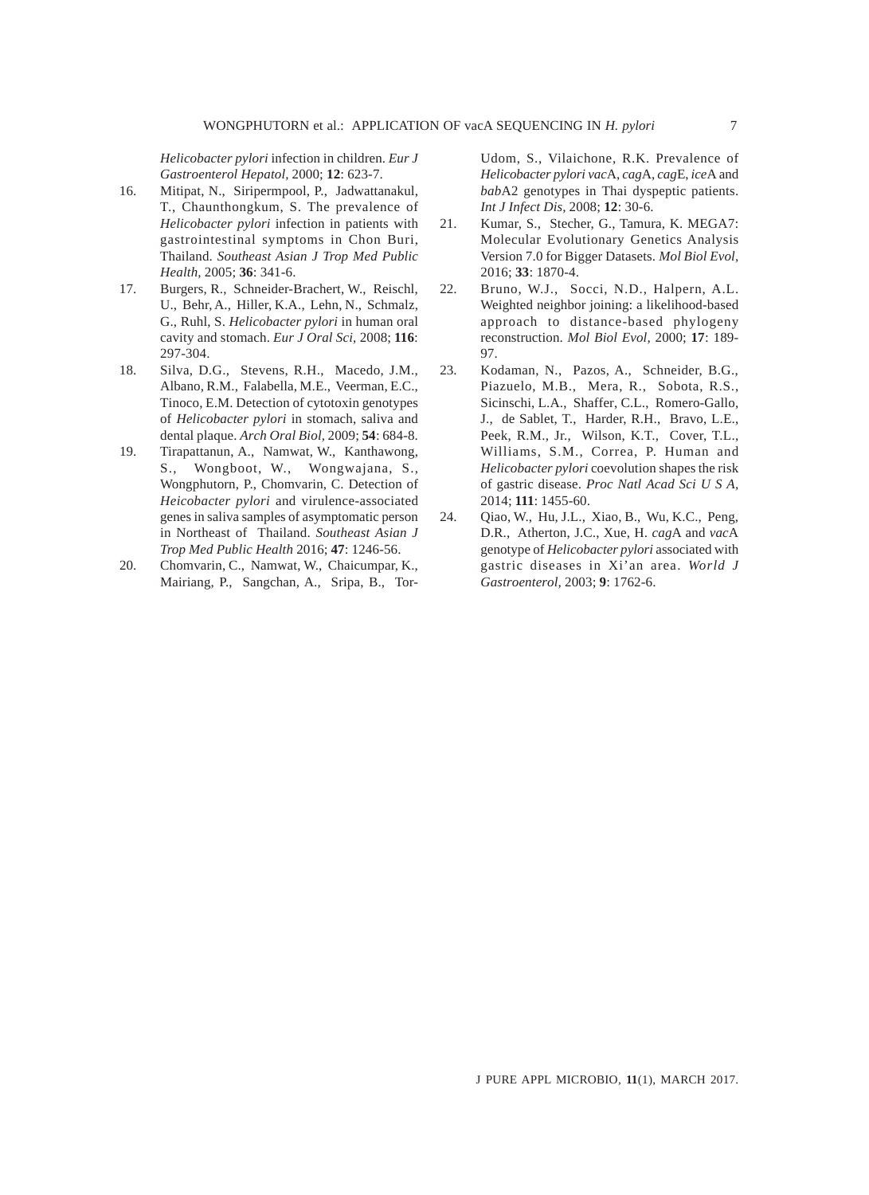*Helicobacter pylori* infection in children. *Eur J Gastroenterol Hepatol*, 2000; **12**: 623-7.

16. Mitipat, N., Siripermpool, P., Jadwattanakul, T., Chaunthongkum, S. The prevalence of *Helicobacter pylori* infection in patients with gastrointestinal symptoms in Chon Buri, Thailand. *Southeast Asian J Trop Med Public Health*, 2005; **36**: 341-6.
17. Burgers, R., Schneider-Brachert, W., Reischl, U., Behr, A., Hiller, K.A., Lehn, N., Schmalz, G., Ruhl, S. *Helicobacter pylori* in human oral cavity and stomach. *Eur J Oral Sci*, 2008; **116**: 297-304.
18. Silva, D.G., Stevens, R.H., Macedo, J.M., Albano, R.M., Falabella, M.E., Veerman, E.C., Tinoco, E.M. Detection of cytotoxin genotypes of *Helicobacter pylori* in stomach, saliva and dental plaque. *Arch Oral Biol*, 2009; **54**: 684-8.
19. Tirapattanun, A., Namwat, W., Kanthawong, S., Wongboot, W., Wongwajana, S., Wongphutorn, P., Chomvarin, C. Detection of *Heicobacter pylori* and virulence-associated genes in saliva samples of asymptomatic person in Northeast of Thailand. *Southeast Asian J Trop Med Public Health* 2016; **47**: 1246-56.
20. Chomvarin, C., Namwat, W., Chaicumpar, K., Mairiang, P., Sangchan, A., Sripa, B., Tor-Udom, S., Vilaichone, R.K. Prevalence of *Helicobacter pylori vac*A, *cag*A, *cag*E, *ice*A and *bab*A2 genotypes in Thai dyspeptic patients. *Int J Infect Dis*, 2008; **12**: 30-6.
21. Kumar, S., Stecher, G., Tamura, K. MEGA7: Molecular Evolutionary Genetics Analysis Version 7.0 for Bigger Datasets. *Mol Biol Evol*, 2016; **33**: 1870-4.
22. Bruno, W.J., Socci, N.D., Halpern, A.L. Weighted neighbor joining: a likelihood-based approach to distance-based phylogeny reconstruction. *Mol Biol Evol*, 2000; **17**: 189-97.
23. Kodaman, N., Pazos, A., Schneider, B.G., Piazuelo, M.B., Mera, R., Sobota, R.S., Sicinschi, L.A., Shaffer, C.L., Romero-Gallo, J., de Sablet, T., Harder, R.H., Bravo, L.E., Peek, R.M., Jr., Wilson, K.T., Cover, T.L., Williams, S.M., Correa, P. Human and *Helicobacter pylori* coevolution shapes the risk of gastric disease. *Proc Natl Acad Sci U S A*, 2014; **111**: 1455-60.
24. Qiao, W., Hu, J.L., Xiao, B., Wu, K.C., Peng, D.R., Atherton, J.C., Xue, H. *cag*A and *vac*A genotype of *Helicobacter pylori* associated with gastric diseases in Xi'an area. *World J Gastroenterol*, 2003; **9**: 1762-6.